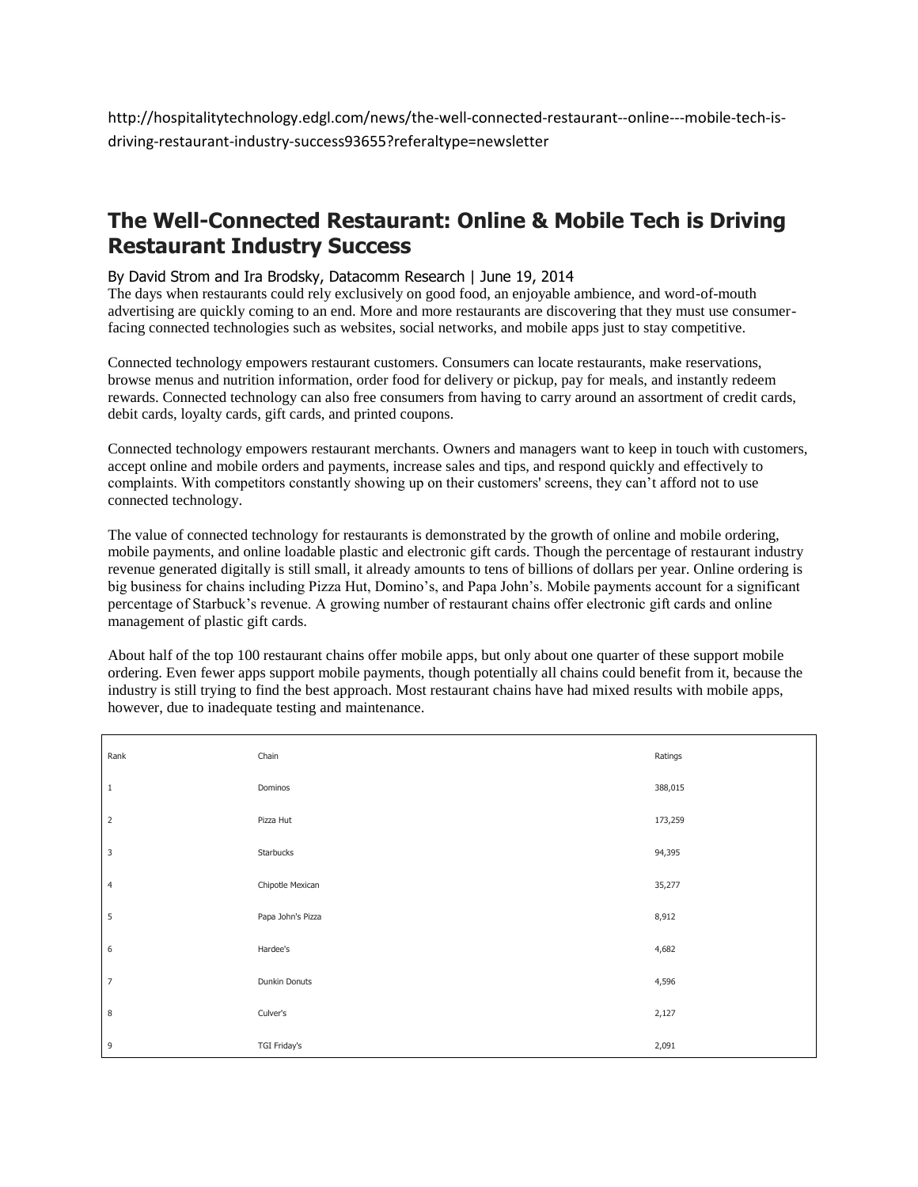http://hospitalitytechnology.edgl.com/news/the-well-connected-restaurant--online---mobile-tech-is-driving-restaurant-industry-success93655?referaltype=newsletter

## The Well-Connected Restaurant: Online & Mobile Tech is Driving Restaurant Industry Success

By David Strom and Ira Brodsky, Datacomm Research | June 19, 2014

The days when restaurants could rely exclusively on good food, an enjoyable ambience, and word-of-mouth advertising are quickly coming to an end. More and more restaurants are discovering that they must use consumer-facing connected technologies such as websites, social networks, and mobile apps just to stay competitive.

Connected technology empowers restaurant customers. Consumers can locate restaurants, make reservations, browse menus and nutrition information, order food for delivery or pickup, pay for meals, and instantly redeem rewards. Connected technology can also free consumers from having to carry around an assortment of credit cards, debit cards, loyalty cards, gift cards, and printed coupons.

Connected technology empowers restaurant merchants. Owners and managers want to keep in touch with customers, accept online and mobile orders and payments, increase sales and tips, and respond quickly and effectively to complaints. With competitors constantly showing up on their customers' screens, they can't afford not to use connected technology.

The value of connected technology for restaurants is demonstrated by the growth of online and mobile ordering, mobile payments, and online loadable plastic and electronic gift cards. Though the percentage of restaurant industry revenue generated digitally is still small, it already amounts to tens of billions of dollars per year. Online ordering is big business for chains including Pizza Hut, Domino's, and Papa John's. Mobile payments account for a significant percentage of Starbuck's revenue. A growing number of restaurant chains offer electronic gift cards and online management of plastic gift cards.

About half of the top 100 restaurant chains offer mobile apps, but only about one quarter of these support mobile ordering. Even fewer apps support mobile payments, though potentially all chains could benefit from it, because the industry is still trying to find the best approach. Most restaurant chains have had mixed results with mobile apps, however, due to inadequate testing and maintenance.

| Rank | Chain | Ratings |
|---|---|---|
| 1 | Dominos | 388,015 |
| 2 | Pizza Hut | 173,259 |
| 3 | Starbucks | 94,395 |
| 4 | Chipotle Mexican | 35,277 |
| 5 | Papa John's Pizza | 8,912 |
| 6 | Hardee's | 4,682 |
| 7 | Dunkin Donuts | 4,596 |
| 8 | Culver's | 2,127 |
| 9 | TGI Friday's | 2,091 |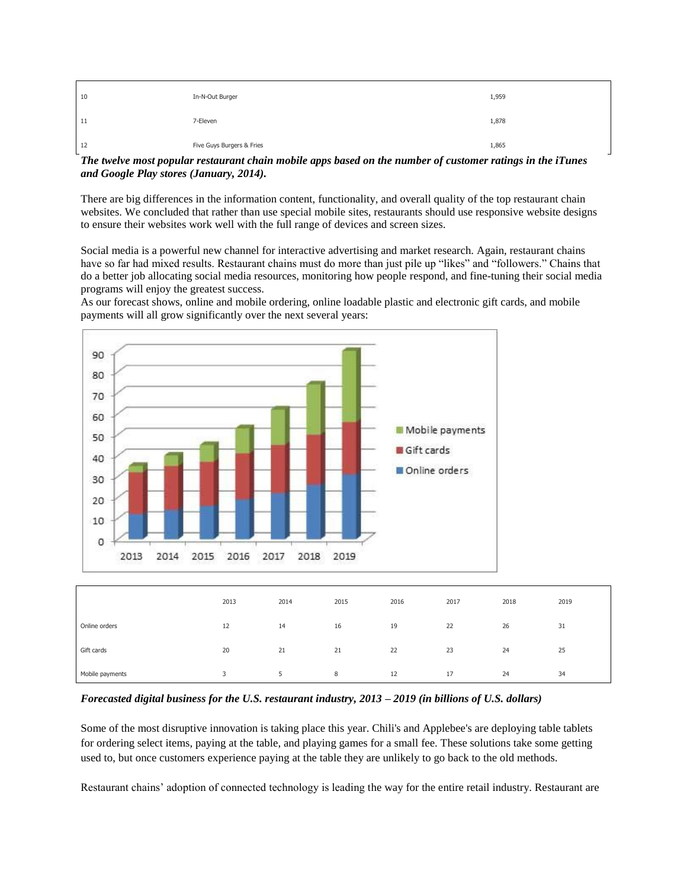| | | |
|---|---|---|
| 10 | In-N-Out Burger | 1,959 |
| 11 | 7-Eleven | 1,878 |
| 12 | Five Guys Burgers & Fries | 1,865 |

***The twelve most popular restaurant chain mobile apps based on the number of customer ratings in the iTunes and Google Play stores (January, 2014).***

There are big differences in the information content, functionality, and overall quality of the top restaurant chain websites. We concluded that rather than use special mobile sites, restaurants should use responsive website designs to ensure their websites work well with the full range of devices and screen sizes.

Social media is a powerful new channel for interactive advertising and market research. Again, restaurant chains have so far had mixed results. Restaurant chains must do more than just pile up "likes" and "followers." Chains that do a better job allocating social media resources, monitoring how people respond, and fine-tuning their social media programs will enjoy the greatest success.

As our forecast shows, online and mobile ordering, online loadable plastic and electronic gift cards, and mobile payments will all grow significantly over the next several years:

| | 2013 | 2014 | 2015 | 2016 | 2017 | 2018 | 2019 |
|---|---|---|---|---|---|---|---|
| Online orders | 12 | 14 | 16 | 19 | 22 | 26 | 31 |
| Gift cards | 20 | 21 | 21 | 22 | 23 | 24 | 25 |
| Mobile payments | 3 | 5 | 8 | 12 | 17 | 24 | 34 |

***Forecasted digital business for the U.S. restaurant industry, 2013 – 2019 (in billions of U.S. dollars)***

Some of the most disruptive innovation is taking place this year. Chili's and Applebee's are deploying table tablets for ordering select items, paying at the table, and playing games for a small fee. These solutions take some getting used to, but once customers experience paying at the table they are unlikely to go back to the old methods.

Restaurant chains' adoption of connected technology is leading the way for the entire retail industry. Restaurant are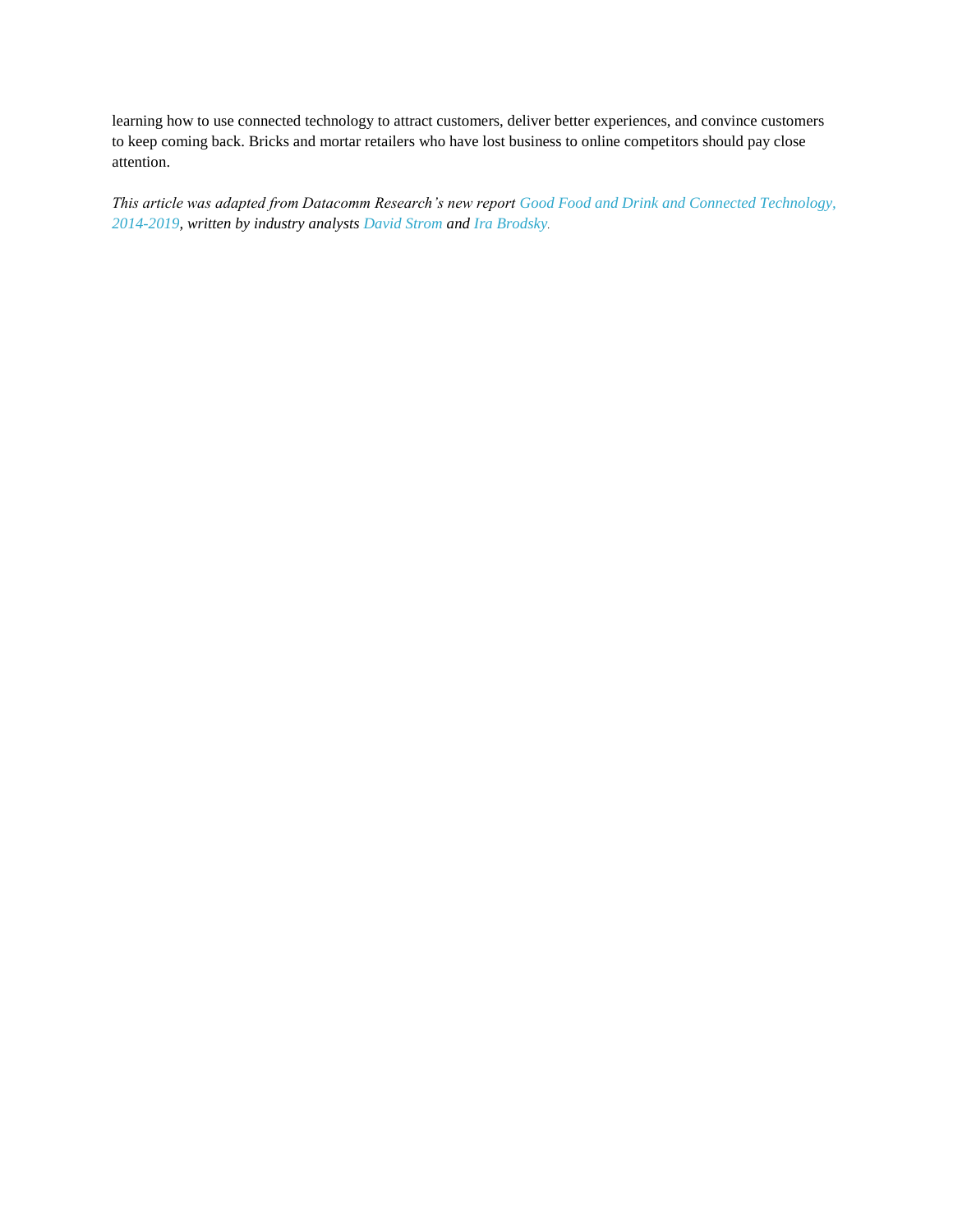learning how to use connected technology to attract customers, deliver better experiences, and convince customers to keep coming back. Bricks and mortar retailers who have lost business to online competitors should pay close attention.

*This article was adapted from Datacomm Research's new report Good Food and Drink and Connected Technology, 2014-2019, written by industry analysts David Strom and Ira Brodsky.*